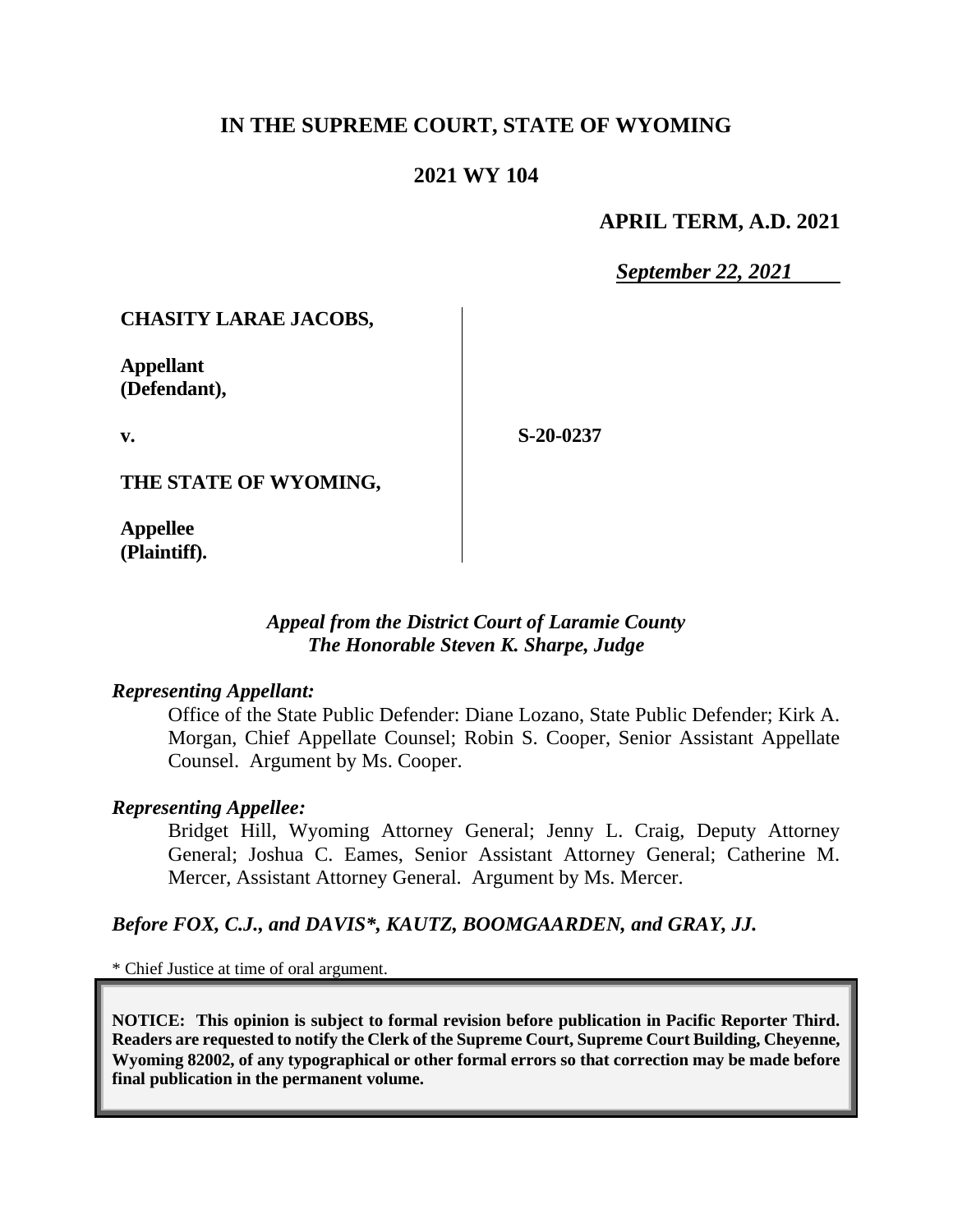# IN THE SUPREME COURT, STATE OF WYOMING

## 2021 WY 104

**APRIL TERM, A.D. 2021**

***September 22, 2021***

**CHASITY LARAE JACOBS,**

**Appellant (Defendant),**

**v.**

**S-20-0237**

**THE STATE OF WYOMING,**

**Appellee (Plaintiff).**

***Appeal from the District Court of Laramie County***
***The Honorable Steven K. Sharpe, Judge***

***Representing Appellant:***

Office of the State Public Defender: Diane Lozano, State Public Defender; Kirk A. Morgan, Chief Appellate Counsel; Robin S. Cooper, Senior Assistant Appellate Counsel. Argument by Ms. Cooper.

***Representing Appellee:***

Bridget Hill, Wyoming Attorney General; Jenny L. Craig, Deputy Attorney General; Joshua C. Eames, Senior Assistant Attorney General; Catherine M. Mercer, Assistant Attorney General. Argument by Ms. Mercer.

***Before FOX, C.J., and DAVIS\*, KAUTZ, BOOMGAARDEN, and GRAY, JJ.***

\* Chief Justice at time of oral argument.

**NOTICE: This opinion is subject to formal revision before publication in Pacific Reporter Third. Readers are requested to notify the Clerk of the Supreme Court, Supreme Court Building, Cheyenne, Wyoming 82002, of any typographical or other formal errors so that correction may be made before final publication in the permanent volume.**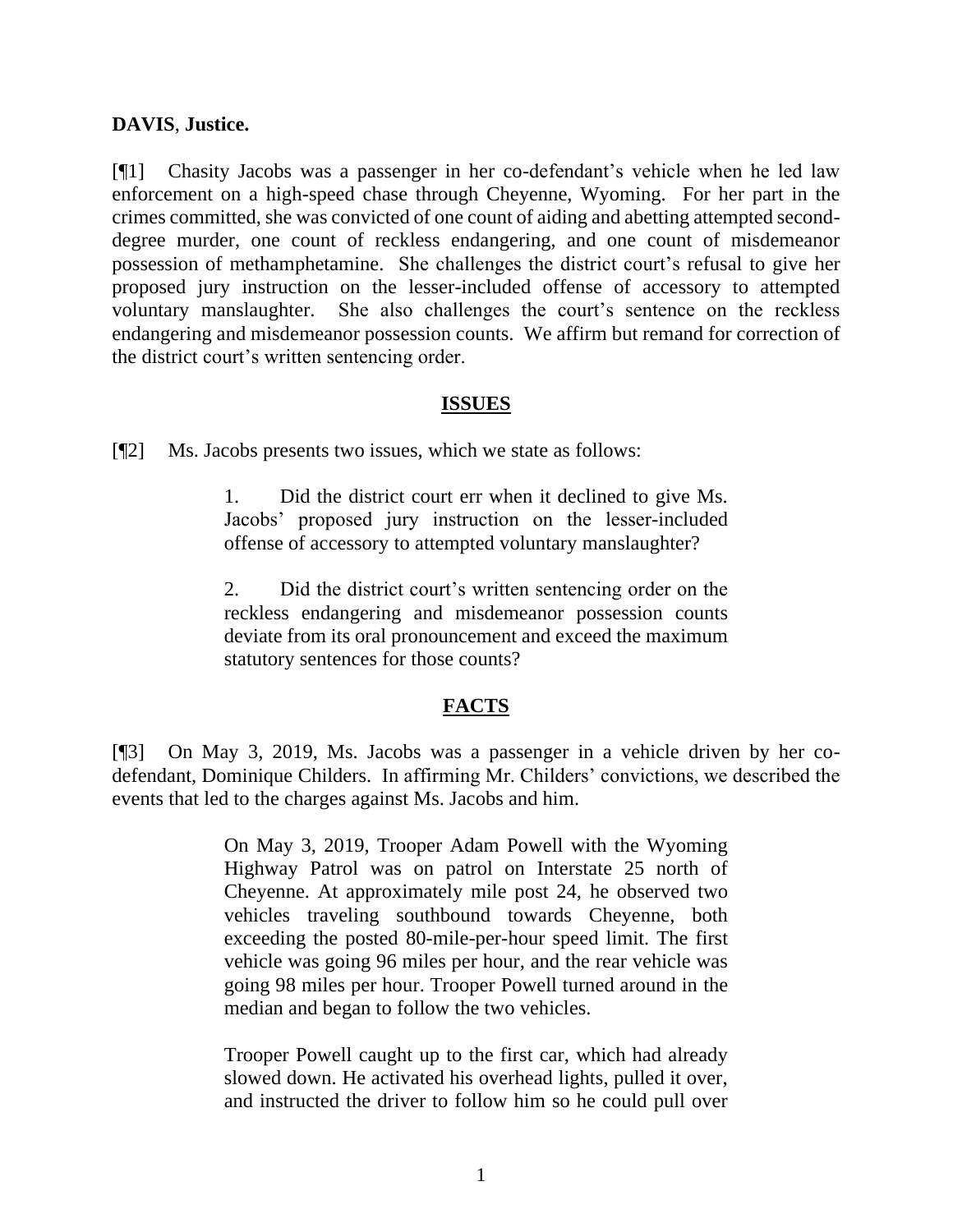**DAVIS**, **Justice.**

[¶1] Chasity Jacobs was a passenger in her co-defendant's vehicle when he led law enforcement on a high-speed chase through Cheyenne, Wyoming. For her part in the crimes committed, she was convicted of one count of aiding and abetting attempted second-degree murder, one count of reckless endangering, and one count of misdemeanor possession of methamphetamine. She challenges the district court's refusal to give her proposed jury instruction on the lesser-included offense of accessory to attempted voluntary manslaughter. She also challenges the court's sentence on the reckless endangering and misdemeanor possession counts. We affirm but remand for correction of the district court's written sentencing order.

## ISSUES

[¶2] Ms. Jacobs presents two issues, which we state as follows:

> 1. Did the district court err when it declined to give Ms. Jacobs' proposed jury instruction on the lesser-included offense of accessory to attempted voluntary manslaughter?
>
> 2. Did the district court's written sentencing order on the reckless endangering and misdemeanor possession counts deviate from its oral pronouncement and exceed the maximum statutory sentences for those counts?

## FACTS

[¶3] On May 3, 2019, Ms. Jacobs was a passenger in a vehicle driven by her co-defendant, Dominique Childers. In affirming Mr. Childers' convictions, we described the events that led to the charges against Ms. Jacobs and him.

> On May 3, 2019, Trooper Adam Powell with the Wyoming Highway Patrol was on patrol on Interstate 25 north of Cheyenne. At approximately mile post 24, he observed two vehicles traveling southbound towards Cheyenne, both exceeding the posted 80-mile-per-hour speed limit. The first vehicle was going 96 miles per hour, and the rear vehicle was going 98 miles per hour. Trooper Powell turned around in the median and began to follow the two vehicles.
>
> Trooper Powell caught up to the first car, which had already slowed down. He activated his overhead lights, pulled it over, and instructed the driver to follow him so he could pull over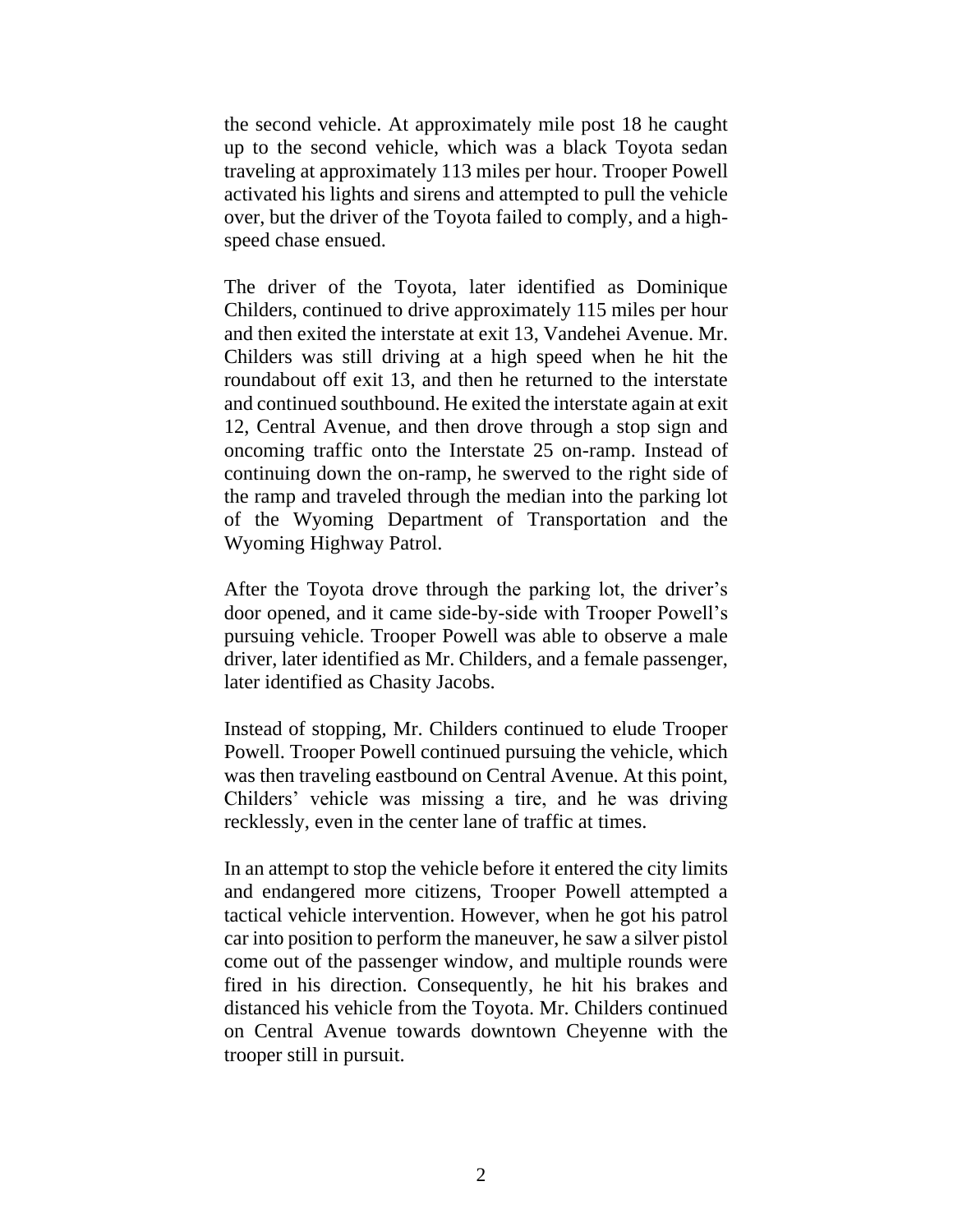the second vehicle. At approximately mile post 18 he caught up to the second vehicle, which was a black Toyota sedan traveling at approximately 113 miles per hour. Trooper Powell activated his lights and sirens and attempted to pull the vehicle over, but the driver of the Toyota failed to comply, and a high-speed chase ensued.

The driver of the Toyota, later identified as Dominique Childers, continued to drive approximately 115 miles per hour and then exited the interstate at exit 13, Vandehei Avenue. Mr. Childers was still driving at a high speed when he hit the roundabout off exit 13, and then he returned to the interstate and continued southbound. He exited the interstate again at exit 12, Central Avenue, and then drove through a stop sign and oncoming traffic onto the Interstate 25 on-ramp. Instead of continuing down the on-ramp, he swerved to the right side of the ramp and traveled through the median into the parking lot of the Wyoming Department of Transportation and the Wyoming Highway Patrol.

After the Toyota drove through the parking lot, the driver's door opened, and it came side-by-side with Trooper Powell's pursuing vehicle. Trooper Powell was able to observe a male driver, later identified as Mr. Childers, and a female passenger, later identified as Chasity Jacobs.

Instead of stopping, Mr. Childers continued to elude Trooper Powell. Trooper Powell continued pursuing the vehicle, which was then traveling eastbound on Central Avenue. At this point, Childers' vehicle was missing a tire, and he was driving recklessly, even in the center lane of traffic at times.

In an attempt to stop the vehicle before it entered the city limits and endangered more citizens, Trooper Powell attempted a tactical vehicle intervention. However, when he got his patrol car into position to perform the maneuver, he saw a silver pistol come out of the passenger window, and multiple rounds were fired in his direction. Consequently, he hit his brakes and distanced his vehicle from the Toyota. Mr. Childers continued on Central Avenue towards downtown Cheyenne with the trooper still in pursuit.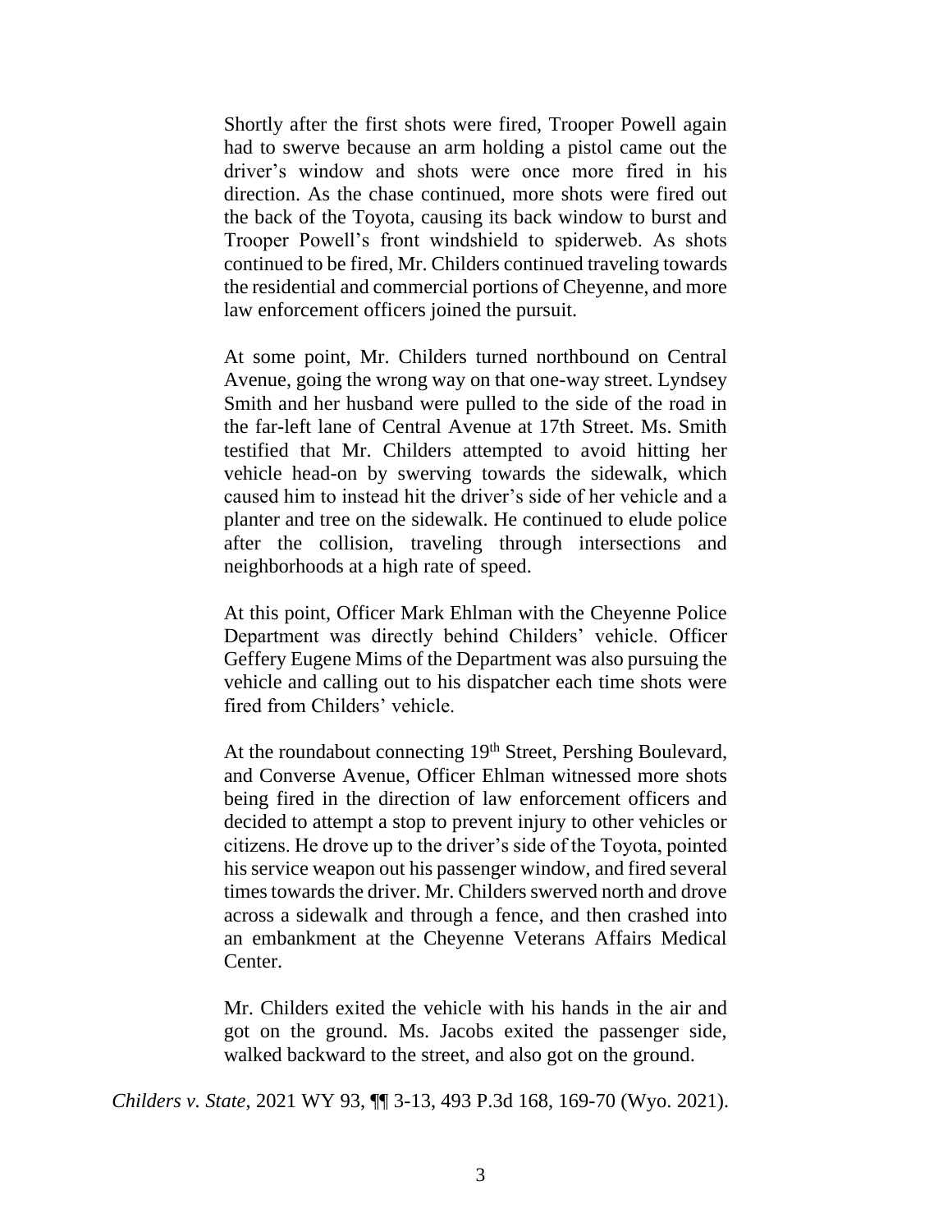> Shortly after the first shots were fired, Trooper Powell again had to swerve because an arm holding a pistol came out the driver's window and shots were once more fired in his direction. As the chase continued, more shots were fired out the back of the Toyota, causing its back window to burst and Trooper Powell's front windshield to spiderweb. As shots continued to be fired, Mr. Childers continued traveling towards the residential and commercial portions of Cheyenne, and more law enforcement officers joined the pursuit.
>
> At some point, Mr. Childers turned northbound on Central Avenue, going the wrong way on that one-way street. Lyndsey Smith and her husband were pulled to the side of the road in the far-left lane of Central Avenue at 17th Street. Ms. Smith testified that Mr. Childers attempted to avoid hitting her vehicle head-on by swerving towards the sidewalk, which caused him to instead hit the driver's side of her vehicle and a planter and tree on the sidewalk. He continued to elude police after the collision, traveling through intersections and neighborhoods at a high rate of speed.
>
> At this point, Officer Mark Ehlman with the Cheyenne Police Department was directly behind Childers' vehicle. Officer Geffery Eugene Mims of the Department was also pursuing the vehicle and calling out to his dispatcher each time shots were fired from Childers' vehicle.
>
> At the roundabout connecting 19th Street, Pershing Boulevard, and Converse Avenue, Officer Ehlman witnessed more shots being fired in the direction of law enforcement officers and decided to attempt a stop to prevent injury to other vehicles or citizens. He drove up to the driver's side of the Toyota, pointed his service weapon out his passenger window, and fired several times towards the driver. Mr. Childers swerved north and drove across a sidewalk and through a fence, and then crashed into an embankment at the Cheyenne Veterans Affairs Medical Center.
>
> Mr. Childers exited the vehicle with his hands in the air and got on the ground. Ms. Jacobs exited the passenger side, walked backward to the street, and also got on the ground.

*Childers v. State*, 2021 WY 93, ¶¶ 3-13, 493 P.3d 168, 169-70 (Wyo. 2021).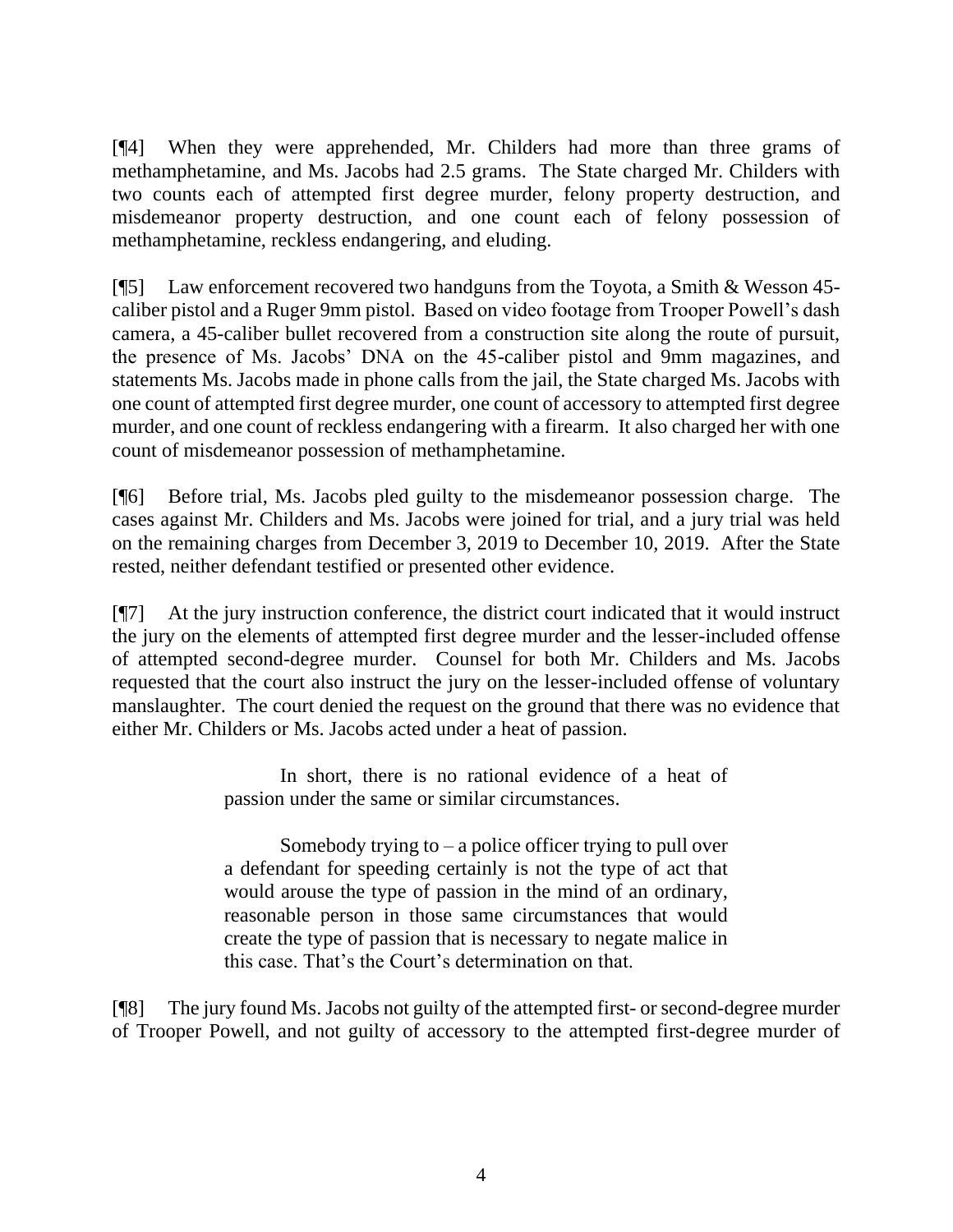[¶4] When they were apprehended, Mr. Childers had more than three grams of methamphetamine, and Ms. Jacobs had 2.5 grams. The State charged Mr. Childers with two counts each of attempted first degree murder, felony property destruction, and misdemeanor property destruction, and one count each of felony possession of methamphetamine, reckless endangering, and eluding.

[¶5] Law enforcement recovered two handguns from the Toyota, a Smith & Wesson 45-caliber pistol and a Ruger 9mm pistol. Based on video footage from Trooper Powell's dash camera, a 45-caliber bullet recovered from a construction site along the route of pursuit, the presence of Ms. Jacobs' DNA on the 45-caliber pistol and 9mm magazines, and statements Ms. Jacobs made in phone calls from the jail, the State charged Ms. Jacobs with one count of attempted first degree murder, one count of accessory to attempted first degree murder, and one count of reckless endangering with a firearm. It also charged her with one count of misdemeanor possession of methamphetamine.

[¶6] Before trial, Ms. Jacobs pled guilty to the misdemeanor possession charge. The cases against Mr. Childers and Ms. Jacobs were joined for trial, and a jury trial was held on the remaining charges from December 3, 2019 to December 10, 2019. After the State rested, neither defendant testified or presented other evidence.

[¶7] At the jury instruction conference, the district court indicated that it would instruct the jury on the elements of attempted first degree murder and the lesser-included offense of attempted second-degree murder. Counsel for both Mr. Childers and Ms. Jacobs requested that the court also instruct the jury on the lesser-included offense of voluntary manslaughter. The court denied the request on the ground that there was no evidence that either Mr. Childers or Ms. Jacobs acted under a heat of passion.

> In short, there is no rational evidence of a heat of passion under the same or similar circumstances.
>
> Somebody trying to – a police officer trying to pull over a defendant for speeding certainly is not the type of act that would arouse the type of passion in the mind of an ordinary, reasonable person in those same circumstances that would create the type of passion that is necessary to negate malice in this case. That's the Court's determination on that.

[¶8] The jury found Ms. Jacobs not guilty of the attempted first- or second-degree murder of Trooper Powell, and not guilty of accessory to the attempted first-degree murder of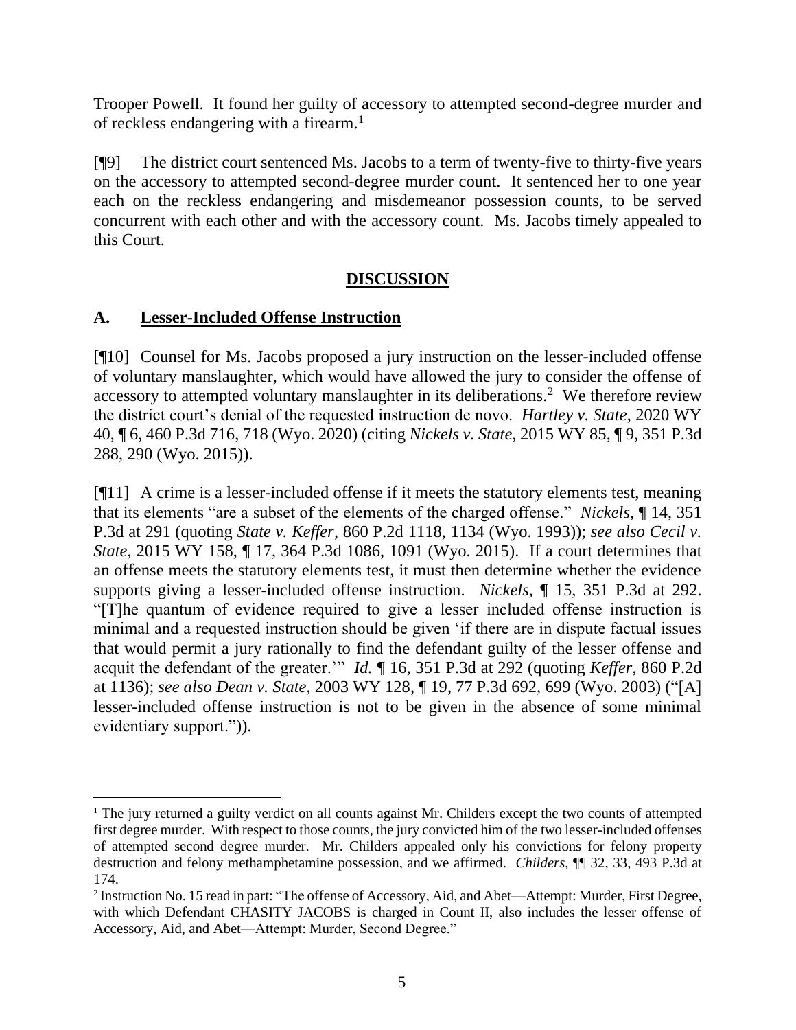Trooper Powell. It found her guilty of accessory to attempted second-degree murder and of reckless endangering with a firearm.[1]

[¶9] The district court sentenced Ms. Jacobs to a term of twenty-five to thirty-five years on the accessory to attempted second-degree murder count. It sentenced her to one year each on the reckless endangering and misdemeanor possession counts, to be served concurrent with each other and with the accessory count. Ms. Jacobs timely appealed to this Court.

## **DISCUSSION**

### **A. Lesser-Included Offense Instruction**

[¶10] Counsel for Ms. Jacobs proposed a jury instruction on the lesser-included offense of voluntary manslaughter, which would have allowed the jury to consider the offense of accessory to attempted voluntary manslaughter in its deliberations.[2] We therefore review the district court's denial of the requested instruction de novo. *Hartley v. State*, 2020 WY 40, ¶ 6, 460 P.3d 716, 718 (Wyo. 2020) (citing *Nickels v. State*, 2015 WY 85, ¶ 9, 351 P.3d 288, 290 (Wyo. 2015)).

[¶11] A crime is a lesser-included offense if it meets the statutory elements test, meaning that its elements "are a subset of the elements of the charged offense." *Nickels*, ¶ 14, 351 P.3d at 291 (quoting *State v. Keffer*, 860 P.2d 1118, 1134 (Wyo. 1993)); *see also Cecil v. State*, 2015 WY 158, ¶ 17, 364 P.3d 1086, 1091 (Wyo. 2015). If a court determines that an offense meets the statutory elements test, it must then determine whether the evidence supports giving a lesser-included offense instruction. *Nickels*, ¶ 15, 351 P.3d at 292. "[T]he quantum of evidence required to give a lesser included offense instruction is minimal and a requested instruction should be given 'if there are in dispute factual issues that would permit a jury rationally to find the defendant guilty of the lesser offense and acquit the defendant of the greater.'" *Id.* ¶ 16, 351 P.3d at 292 (quoting *Keffer*, 860 P.2d at 1136); *see also Dean v. State*, 2003 WY 128, ¶ 19, 77 P.3d 692, 699 (Wyo. 2003) ("[A] lesser-included offense instruction is not to be given in the absence of some minimal evidentiary support.")).

---

[1] The jury returned a guilty verdict on all counts against Mr. Childers except the two counts of attempted first degree murder. With respect to those counts, the jury convicted him of the two lesser-included offenses of attempted second degree murder. Mr. Childers appealed only his convictions for felony property destruction and felony methamphetamine possession, and we affirmed. *Childers*, ¶¶ 32, 33, 493 P.3d at 174.

[2] Instruction No. 15 read in part: "The offense of Accessory, Aid, and Abet—Attempt: Murder, First Degree, with which Defendant CHASITY JACOBS is charged in Count II, also includes the lesser offense of Accessory, Aid, and Abet—Attempt: Murder, Second Degree."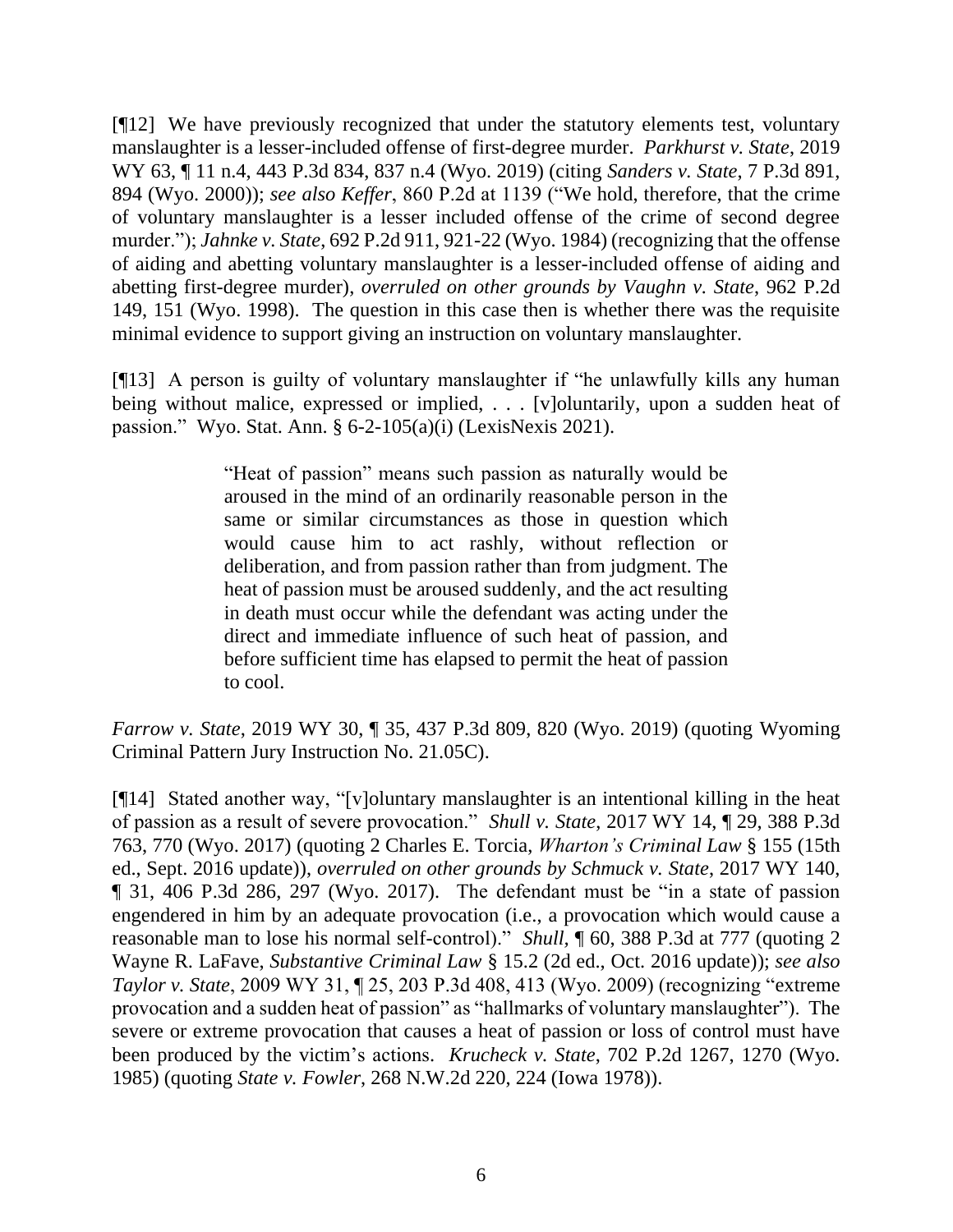[¶12] We have previously recognized that under the statutory elements test, voluntary manslaughter is a lesser-included offense of first-degree murder. *Parkhurst v. State*, 2019 WY 63, ¶ 11 n.4, 443 P.3d 834, 837 n.4 (Wyo. 2019) (citing *Sanders v. State*, 7 P.3d 891, 894 (Wyo. 2000)); *see also Keffer*, 860 P.2d at 1139 ("We hold, therefore, that the crime of voluntary manslaughter is a lesser included offense of the crime of second degree murder."); *Jahnke v. State*, 692 P.2d 911, 921-22 (Wyo. 1984) (recognizing that the offense of aiding and abetting voluntary manslaughter is a lesser-included offense of aiding and abetting first-degree murder), *overruled on other grounds by Vaughn v. State*, 962 P.2d 149, 151 (Wyo. 1998). The question in this case then is whether there was the requisite minimal evidence to support giving an instruction on voluntary manslaughter.

[¶13] A person is guilty of voluntary manslaughter if "he unlawfully kills any human being without malice, expressed or implied, . . . [v]oluntarily, upon a sudden heat of passion." Wyo. Stat. Ann. § 6-2-105(a)(i) (LexisNexis 2021).

> "Heat of passion" means such passion as naturally would be aroused in the mind of an ordinarily reasonable person in the same or similar circumstances as those in question which would cause him to act rashly, without reflection or deliberation, and from passion rather than from judgment. The heat of passion must be aroused suddenly, and the act resulting in death must occur while the defendant was acting under the direct and immediate influence of such heat of passion, and before sufficient time has elapsed to permit the heat of passion to cool.

*Farrow v. State*, 2019 WY 30, ¶ 35, 437 P.3d 809, 820 (Wyo. 2019) (quoting Wyoming Criminal Pattern Jury Instruction No. 21.05C).

[¶14] Stated another way, "[v]oluntary manslaughter is an intentional killing in the heat of passion as a result of severe provocation." *Shull v. State*, 2017 WY 14, ¶ 29, 388 P.3d 763, 770 (Wyo. 2017) (quoting 2 Charles E. Torcia, *Wharton's Criminal Law* § 155 (15th ed., Sept. 2016 update)), *overruled on other grounds by Schmuck v. State*, 2017 WY 140, ¶ 31, 406 P.3d 286, 297 (Wyo. 2017). The defendant must be "in a state of passion engendered in him by an adequate provocation (i.e., a provocation which would cause a reasonable man to lose his normal self-control)." *Shull*, ¶ 60, 388 P.3d at 777 (quoting 2 Wayne R. LaFave, *Substantive Criminal Law* § 15.2 (2d ed., Oct. 2016 update)); *see also Taylor v. State*, 2009 WY 31, ¶ 25, 203 P.3d 408, 413 (Wyo. 2009) (recognizing "extreme provocation and a sudden heat of passion" as "hallmarks of voluntary manslaughter"). The severe or extreme provocation that causes a heat of passion or loss of control must have been produced by the victim's actions. *Krucheck v. State*, 702 P.2d 1267, 1270 (Wyo. 1985) (quoting *State v. Fowler*, 268 N.W.2d 220, 224 (Iowa 1978)).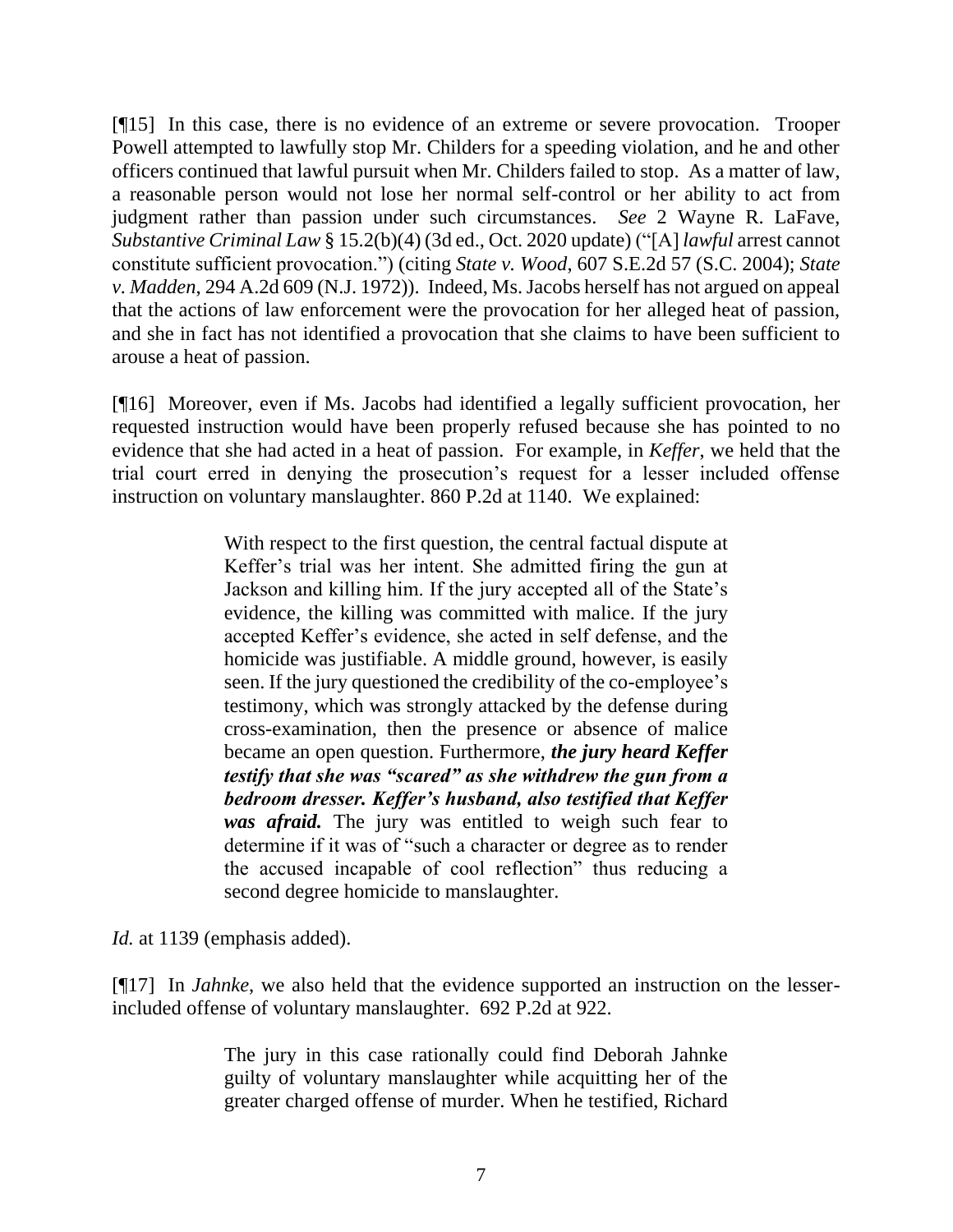[¶15] In this case, there is no evidence of an extreme or severe provocation. Trooper Powell attempted to lawfully stop Mr. Childers for a speeding violation, and he and other officers continued that lawful pursuit when Mr. Childers failed to stop. As a matter of law, a reasonable person would not lose her normal self-control or her ability to act from judgment rather than passion under such circumstances. *See* 2 Wayne R. LaFave, *Substantive Criminal Law* § 15.2(b)(4) (3d ed., Oct. 2020 update) ("[A] *lawful* arrest cannot constitute sufficient provocation.") (citing *State v. Wood*, 607 S.E.2d 57 (S.C. 2004); *State v. Madden*, 294 A.2d 609 (N.J. 1972)). Indeed, Ms. Jacobs herself has not argued on appeal that the actions of law enforcement were the provocation for her alleged heat of passion, and she in fact has not identified a provocation that she claims to have been sufficient to arouse a heat of passion.

[¶16] Moreover, even if Ms. Jacobs had identified a legally sufficient provocation, her requested instruction would have been properly refused because she has pointed to no evidence that she had acted in a heat of passion. For example, in *Keffer*, we held that the trial court erred in denying the prosecution's request for a lesser included offense instruction on voluntary manslaughter. 860 P.2d at 1140. We explained:

> With respect to the first question, the central factual dispute at Keffer's trial was her intent. She admitted firing the gun at Jackson and killing him. If the jury accepted all of the State's evidence, the killing was committed with malice. If the jury accepted Keffer's evidence, she acted in self defense, and the homicide was justifiable. A middle ground, however, is easily seen. If the jury questioned the credibility of the co-employee's testimony, which was strongly attacked by the defense during cross-examination, then the presence or absence of malice became an open question. Furthermore, ***the jury heard Keffer testify that she was "scared" as she withdrew the gun from a bedroom dresser. Keffer's husband, also testified that Keffer was afraid.*** The jury was entitled to weigh such fear to determine if it was of "such a character or degree as to render the accused incapable of cool reflection" thus reducing a second degree homicide to manslaughter.

*Id.* at 1139 (emphasis added).

[¶17] In *Jahnke*, we also held that the evidence supported an instruction on the lesser-included offense of voluntary manslaughter. 692 P.2d at 922.

> The jury in this case rationally could find Deborah Jahnke guilty of voluntary manslaughter while acquitting her of the greater charged offense of murder. When he testified, Richard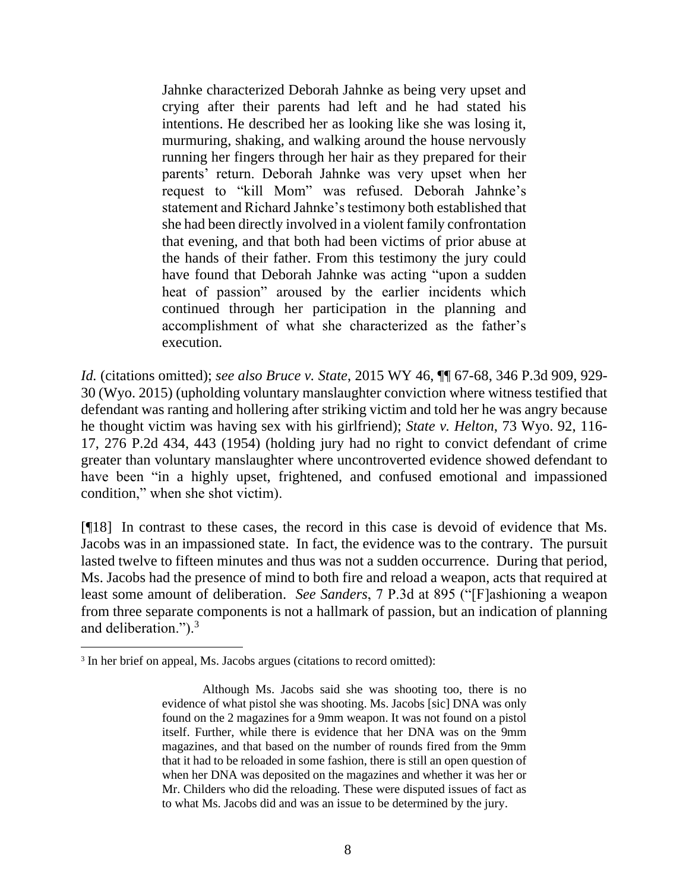> Jahnke characterized Deborah Jahnke as being very upset and crying after their parents had left and he had stated his intentions. He described her as looking like she was losing it, murmuring, shaking, and walking around the house nervously running her fingers through her hair as they prepared for their parents' return. Deborah Jahnke was very upset when her request to "kill Mom" was refused. Deborah Jahnke's statement and Richard Jahnke's testimony both established that she had been directly involved in a violent family confrontation that evening, and that both had been victims of prior abuse at the hands of their father. From this testimony the jury could have found that Deborah Jahnke was acting "upon a sudden heat of passion" aroused by the earlier incidents which continued through her participation in the planning and accomplishment of what she characterized as the father's execution.

*Id.* (citations omitted); *see also Bruce v. State*, 2015 WY 46, ¶¶ 67-68, 346 P.3d 909, 929-30 (Wyo. 2015) (upholding voluntary manslaughter conviction where witness testified that defendant was ranting and hollering after striking victim and told her he was angry because he thought victim was having sex with his girlfriend); *State v. Helton*, 73 Wyo. 92, 116-17, 276 P.2d 434, 443 (1954) (holding jury had no right to convict defendant of crime greater than voluntary manslaughter where uncontroverted evidence showed defendant to have been "in a highly upset, frightened, and confused emotional and impassioned condition," when she shot victim).

[¶18] In contrast to these cases, the record in this case is devoid of evidence that Ms. Jacobs was in an impassioned state. In fact, the evidence was to the contrary. The pursuit lasted twelve to fifteen minutes and thus was not a sudden occurrence. During that period, Ms. Jacobs had the presence of mind to both fire and reload a weapon, acts that required at least some amount of deliberation. *See Sanders*, 7 P.3d at 895 ("[F]ashioning a weapon from three separate components is not a hallmark of passion, but an indication of planning and deliberation.").[3]

---

[3] In her brief on appeal, Ms. Jacobs argues (citations to record omitted):

> Although Ms. Jacobs said she was shooting too, there is no evidence of what pistol she was shooting. Ms. Jacobs [sic] DNA was only found on the 2 magazines for a 9mm weapon. It was not found on a pistol itself. Further, while there is evidence that her DNA was on the 9mm magazines, and that based on the number of rounds fired from the 9mm that it had to be reloaded in some fashion, there is still an open question of when her DNA was deposited on the magazines and whether it was her or Mr. Childers who did the reloading. These were disputed issues of fact as to what Ms. Jacobs did and was an issue to be determined by the jury.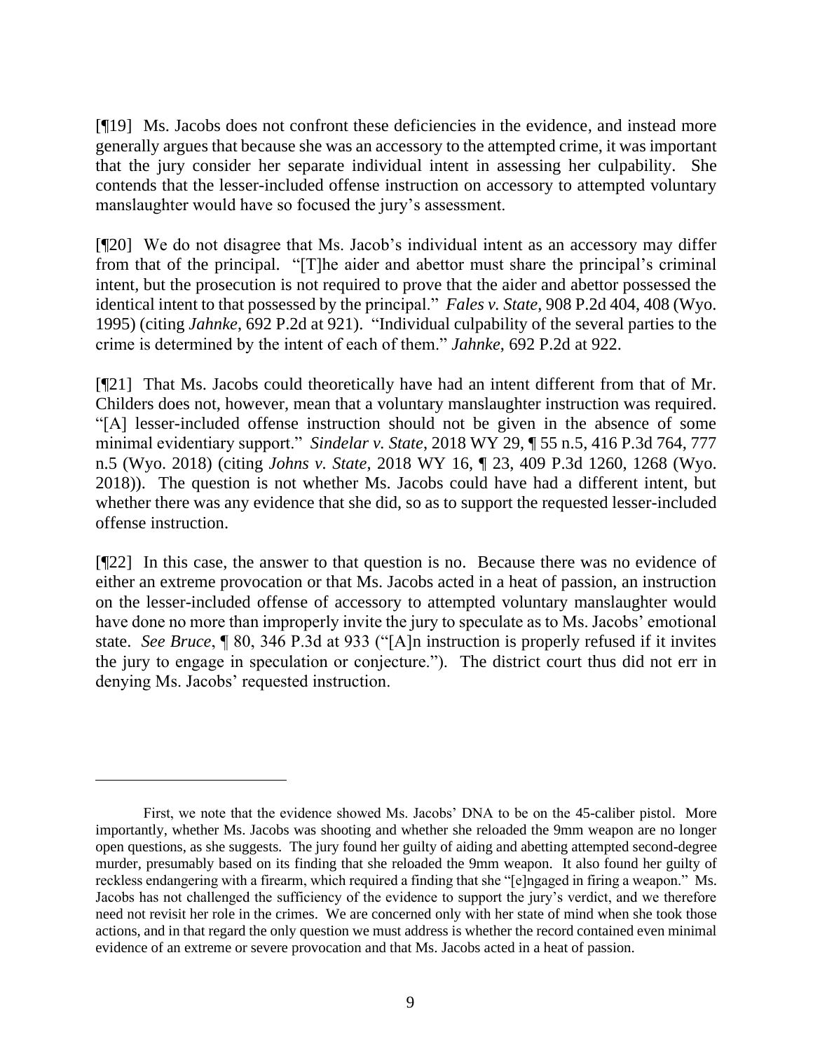[¶19] Ms. Jacobs does not confront these deficiencies in the evidence, and instead more generally argues that because she was an accessory to the attempted crime, it was important that the jury consider her separate individual intent in assessing her culpability. She contends that the lesser-included offense instruction on accessory to attempted voluntary manslaughter would have so focused the jury's assessment.

[¶20] We do not disagree that Ms. Jacob's individual intent as an accessory may differ from that of the principal. "[T]he aider and abettor must share the principal's criminal intent, but the prosecution is not required to prove that the aider and abettor possessed the identical intent to that possessed by the principal." *Fales v. State*, 908 P.2d 404, 408 (Wyo. 1995) (citing *Jahnke*, 692 P.2d at 921). "Individual culpability of the several parties to the crime is determined by the intent of each of them." *Jahnke*, 692 P.2d at 922.

[¶21] That Ms. Jacobs could theoretically have had an intent different from that of Mr. Childers does not, however, mean that a voluntary manslaughter instruction was required. "[A] lesser-included offense instruction should not be given in the absence of some minimal evidentiary support." *Sindelar v. State*, 2018 WY 29, ¶ 55 n.5, 416 P.3d 764, 777 n.5 (Wyo. 2018) (citing *Johns v. State*, 2018 WY 16, ¶ 23, 409 P.3d 1260, 1268 (Wyo. 2018)). The question is not whether Ms. Jacobs could have had a different intent, but whether there was any evidence that she did, so as to support the requested lesser-included offense instruction.

[¶22] In this case, the answer to that question is no. Because there was no evidence of either an extreme provocation or that Ms. Jacobs acted in a heat of passion, an instruction on the lesser-included offense of accessory to attempted voluntary manslaughter would have done no more than improperly invite the jury to speculate as to Ms. Jacobs' emotional state. *See Bruce*, ¶ 80, 346 P.3d at 933 ("[A]n instruction is properly refused if it invites the jury to engage in speculation or conjecture."). The district court thus did not err in denying Ms. Jacobs' requested instruction.

---

First, we note that the evidence showed Ms. Jacobs' DNA to be on the 45-caliber pistol. More importantly, whether Ms. Jacobs was shooting and whether she reloaded the 9mm weapon are no longer open questions, as she suggests. The jury found her guilty of aiding and abetting attempted second-degree murder, presumably based on its finding that she reloaded the 9mm weapon. It also found her guilty of reckless endangering with a firearm, which required a finding that she "[e]ngaged in firing a weapon." Ms. Jacobs has not challenged the sufficiency of the evidence to support the jury's verdict, and we therefore need not revisit her role in the crimes. We are concerned only with her state of mind when she took those actions, and in that regard the only question we must address is whether the record contained even minimal evidence of an extreme or severe provocation and that Ms. Jacobs acted in a heat of passion.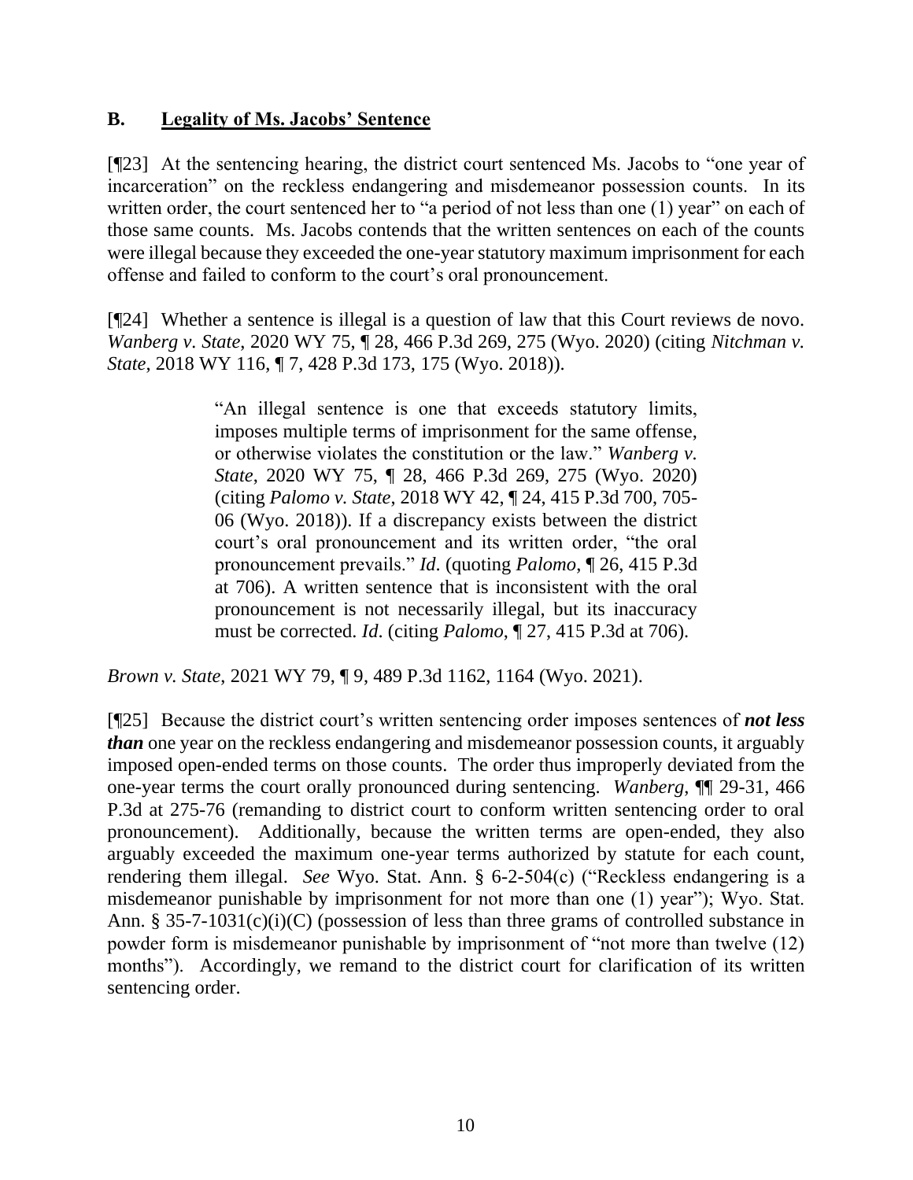### B. Legality of Ms. Jacobs' Sentence

[¶23] At the sentencing hearing, the district court sentenced Ms. Jacobs to "one year of incarceration" on the reckless endangering and misdemeanor possession counts. In its written order, the court sentenced her to "a period of not less than one (1) year" on each of those same counts. Ms. Jacobs contends that the written sentences on each of the counts were illegal because they exceeded the one-year statutory maximum imprisonment for each offense and failed to conform to the court's oral pronouncement.

[¶24] Whether a sentence is illegal is a question of law that this Court reviews de novo. *Wanberg v. State*, 2020 WY 75, ¶ 28, 466 P.3d 269, 275 (Wyo. 2020) (citing *Nitchman v. State*, 2018 WY 116, ¶ 7, 428 P.3d 173, 175 (Wyo. 2018)).

> "An illegal sentence is one that exceeds statutory limits, imposes multiple terms of imprisonment for the same offense, or otherwise violates the constitution or the law." *Wanberg v. State*, 2020 WY 75, ¶ 28, 466 P.3d 269, 275 (Wyo. 2020) (citing *Palomo v. State*, 2018 WY 42, ¶ 24, 415 P.3d 700, 705-06 (Wyo. 2018)). If a discrepancy exists between the district court's oral pronouncement and its written order, "the oral pronouncement prevails." *Id*. (quoting *Palomo*, ¶ 26, 415 P.3d at 706). A written sentence that is inconsistent with the oral pronouncement is not necessarily illegal, but its inaccuracy must be corrected. *Id*. (citing *Palomo*, ¶ 27, 415 P.3d at 706).

*Brown v. State*, 2021 WY 79, ¶ 9, 489 P.3d 1162, 1164 (Wyo. 2021).

[¶25] Because the district court's written sentencing order imposes sentences of ***not less than*** one year on the reckless endangering and misdemeanor possession counts, it arguably imposed open-ended terms on those counts. The order thus improperly deviated from the one-year terms the court orally pronounced during sentencing. *Wanberg*, ¶¶ 29-31, 466 P.3d at 275-76 (remanding to district court to conform written sentencing order to oral pronouncement). Additionally, because the written terms are open-ended, they also arguably exceeded the maximum one-year terms authorized by statute for each count, rendering them illegal. *See* Wyo. Stat. Ann. § 6-2-504(c) ("Reckless endangering is a misdemeanor punishable by imprisonment for not more than one (1) year"); Wyo. Stat. Ann. § 35-7-1031(c)(i)(C) (possession of less than three grams of controlled substance in powder form is misdemeanor punishable by imprisonment of "not more than twelve (12) months"). Accordingly, we remand to the district court for clarification of its written sentencing order.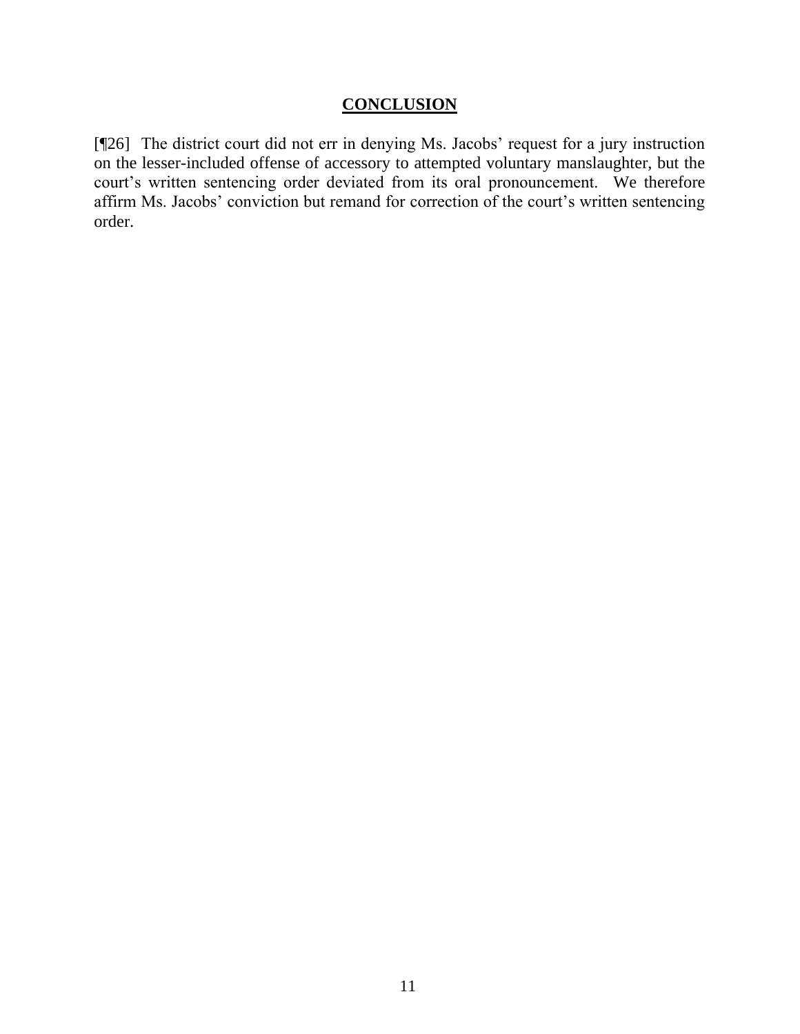## **CONCLUSION**

[¶26] The district court did not err in denying Ms. Jacobs' request for a jury instruction on the lesser-included offense of accessory to attempted voluntary manslaughter, but the court's written sentencing order deviated from its oral pronouncement. We therefore affirm Ms. Jacobs' conviction but remand for correction of the court's written sentencing order.